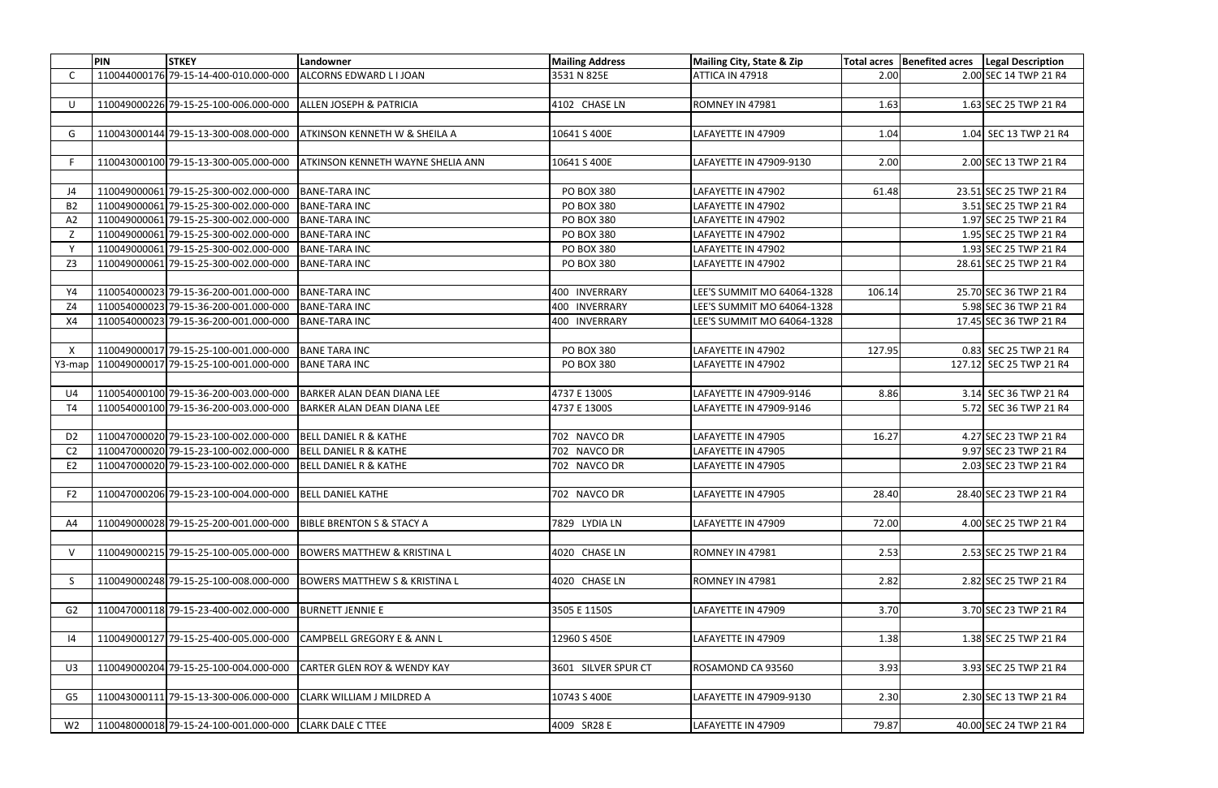| | PIN | STKEY | Landowner | Mailing Address | Mailing City, State & Zip | Total acres | Benefited acres | Legal Description |
|---|---|---|---|---|---|---|---|---|
| C | 110044000176 | 79-15-14-400-010.000-000 | ALCORNS EDWARD L I JOAN | 3531 N 825E | ATTICA IN 47918 | 2.00 | 2.00 | SEC 14 TWP 21 R4 |
| | | | | | | | | |
| U | 110049000226 | 79-15-25-100-006.000-000 | ALLEN JOSEPH & PATRICIA | 4102 CHASE LN | ROMNEY IN 47981 | 1.63 | 1.63 | SEC 25 TWP 21 R4 |
| | | | | | | | | |
| G | 110043000144 | 79-15-13-300-008.000-000 | ATKINSON KENNETH W & SHEILA A | 10641 S 400E | LAFAYETTE IN 47909 | 1.04 | 1.04 | SEC 13 TWP 21 R4 |
| | | | | | | | | |
| F | 110043000100 | 79-15-13-300-005.000-000 | ATKINSON KENNETH WAYNE SHELIA ANN | 10641 S 400E | LAFAYETTE IN 47909-9130 | 2.00 | 2.00 | SEC 13 TWP 21 R4 |
| | | | | | | | | |
| J4 | 110049000061 | 79-15-25-300-002.000-000 | BANE-TARA INC | PO BOX 380 | LAFAYETTE IN 47902 | 61.48 | 23.51 | SEC 25 TWP 21 R4 |
| B2 | 110049000061 | 79-15-25-300-002.000-000 | BANE-TARA INC | PO BOX 380 | LAFAYETTE IN 47902 | | 3.51 | SEC 25 TWP 21 R4 |
| A2 | 110049000061 | 79-15-25-300-002.000-000 | BANE-TARA INC | PO BOX 380 | LAFAYETTE IN 47902 | | 1.97 | SEC 25 TWP 21 R4 |
| Z | 110049000061 | 79-15-25-300-002.000-000 | BANE-TARA INC | PO BOX 380 | LAFAYETTE IN 47902 | | 1.95 | SEC 25 TWP 21 R4 |
| Y | 110049000061 | 79-15-25-300-002.000-000 | BANE-TARA INC | PO BOX 380 | LAFAYETTE IN 47902 | | 1.93 | SEC 25 TWP 21 R4 |
| Z3 | 110049000061 | 79-15-25-300-002.000-000 | BANE-TARA INC | PO BOX 380 | LAFAYETTE IN 47902 | | 28.61 | SEC 25 TWP 21 R4 |
| | | | | | | | | |
| Y4 | 110054000023 | 79-15-36-200-001.000-000 | BANE-TARA INC | 400 INVERRARY | LEE'S SUMMIT MO 64064-1328 | 106.14 | 25.70 | SEC 36 TWP 21 R4 |
| Z4 | 110054000023 | 79-15-36-200-001.000-000 | BANE-TARA INC | 400 INVERRARY | LEE'S SUMMIT MO 64064-1328 | | 5.98 | SEC 36 TWP 21 R4 |
| X4 | 110054000023 | 79-15-36-200-001.000-000 | BANE-TARA INC | 400 INVERRARY | LEE'S SUMMIT MO 64064-1328 | | 17.45 | SEC 36 TWP 21 R4 |
| | | | | | | | | |
| X | 110049000017 | 79-15-25-100-001.000-000 | BANE TARA INC | PO BOX 380 | LAFAYETTE IN 47902 | 127.95 | 0.83 | SEC 25 TWP 21 R4 |
| Y3-map | 110049000017 | 79-15-25-100-001.000-000 | BANE TARA INC | PO BOX 380 | LAFAYETTE IN 47902 | | 127.12 | SEC 25 TWP 21 R4 |
| | | | | | | | | |
| U4 | 110054000100 | 79-15-36-200-003.000-000 | BARKER ALAN DEAN DIANA LEE | 4737 E 1300S | LAFAYETTE IN 47909-9146 | 8.86 | 3.14 | SEC 36 TWP 21 R4 |
| T4 | 110054000100 | 79-15-36-200-003.000-000 | BARKER ALAN DEAN DIANA LEE | 4737 E 1300S | LAFAYETTE IN 47909-9146 | | 5.72 | SEC 36 TWP 21 R4 |
| | | | | | | | | |
| D2 | 110047000020 | 79-15-23-100-002.000-000 | BELL DANIEL R & KATHE | 702 NAVCO DR | LAFAYETTE IN 47905 | 16.27 | 4.27 | SEC 23 TWP 21 R4 |
| C2 | 110047000020 | 79-15-23-100-002.000-000 | BELL DANIEL R & KATHE | 702 NAVCO DR | LAFAYETTE IN 47905 | | 9.97 | SEC 23 TWP 21 R4 |
| E2 | 110047000020 | 79-15-23-100-002.000-000 | BELL DANIEL R & KATHE | 702 NAVCO DR | LAFAYETTE IN 47905 | | 2.03 | SEC 23 TWP 21 R4 |
| | | | | | | | | |
| F2 | 110047000206 | 79-15-23-100-004.000-000 | BELL DANIEL KATHE | 702 NAVCO DR | LAFAYETTE IN 47905 | 28.40 | 28.40 | SEC 23 TWP 21 R4 |
| | | | | | | | | |
| A4 | 110049000028 | 79-15-25-200-001.000-000 | BIBLE BRENTON S & STACY A | 7829 LYDIA LN | LAFAYETTE IN 47909 | 72.00 | 4.00 | SEC 25 TWP 21 R4 |
| | | | | | | | | |
| V | 110049000215 | 79-15-25-100-005.000-000 | BOWERS MATTHEW & KRISTINA L | 4020 CHASE LN | ROMNEY IN 47981 | 2.53 | 2.53 | SEC 25 TWP 21 R4 |
| | | | | | | | | |
| S | 110049000248 | 79-15-25-100-008.000-000 | BOWERS MATTHEW S & KRISTINA L | 4020 CHASE LN | ROMNEY IN 47981 | 2.82 | 2.82 | SEC 25 TWP 21 R4 |
| | | | | | | | | |
| G2 | 110047000118 | 79-15-23-400-002.000-000 | BURNETT JENNIE E | 3505 E 1150S | LAFAYETTE IN 47909 | 3.70 | 3.70 | SEC 23 TWP 21 R4 |
| | | | | | | | | |
| I4 | 110049000127 | 79-15-25-400-005.000-000 | CAMPBELL GREGORY E & ANN L | 12960 S 450E | LAFAYETTE IN 47909 | 1.38 | 1.38 | SEC 25 TWP 21 R4 |
| | | | | | | | | |
| U3 | 110049000204 | 79-15-25-100-004.000-000 | CARTER GLEN ROY & WENDY KAY | 3601 SILVER SPUR CT | ROSAMOND CA 93560 | 3.93 | 3.93 | SEC 25 TWP 21 R4 |
| | | | | | | | | |
| G5 | 110043000111 | 79-15-13-300-006.000-000 | CLARK WILLIAM J MILDRED A | 10743 S 400E | LAFAYETTE IN 47909-9130 | 2.30 | 2.30 | SEC 13 TWP 21 R4 |
| | | | | | | | | |
| W2 | 110048000018 | 79-15-24-100-001.000-000 | CLARK DALE C TTEE | 4009 SR28 E | LAFAYETTE IN 47909 | 79.87 | 40.00 | SEC 24 TWP 21 R4 |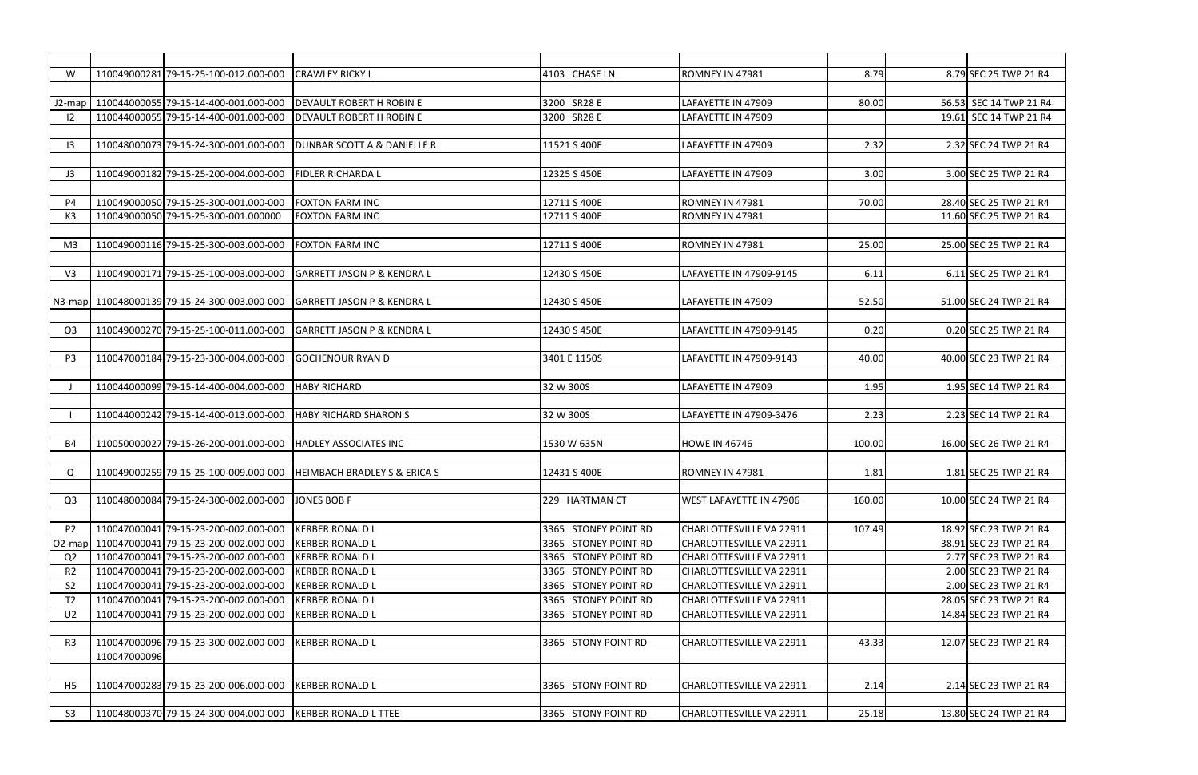| | | | | | | | | |
|---|---|---|---|---|---|---|---|---|
| W | 110049000281 | 79-15-25-100-012.000-000 | CRAWLEY RICKY L | 4103 CHASE LN | ROMNEY IN 47981 | 8.79 | 8.79 | SEC 25 TWP 21 R4 |
| | | | | | | | | |
| J2-map | 110044000055 | 79-15-14-400-001.000-000 | DEVAULT ROBERT H ROBIN E | 3200 SR28 E | LAFAYETTE IN 47909 | 80.00 | 56.53 | SEC 14 TWP 21 R4 |
| I2 | 110044000055 | 79-15-14-400-001.000-000 | DEVAULT ROBERT H ROBIN E | 3200 SR28 E | LAFAYETTE IN 47909 | | 19.61 | SEC 14 TWP 21 R4 |
| | | | | | | | | |
| I3 | 110048000073 | 79-15-24-300-001.000-000 | DUNBAR SCOTT A & DANIELLE R | 11521 S 400E | LAFAYETTE IN 47909 | 2.32 | 2.32 | SEC 24 TWP 21 R4 |
| | | | | | | | | |
| J3 | 110049000182 | 79-15-25-200-004.000-000 | FIDLER RICHARDA L | 12325 S 450E | LAFAYETTE IN 47909 | 3.00 | 3.00 | SEC 25 TWP 21 R4 |
| | | | | | | | | |
| P4 | 110049000050 | 79-15-25-300-001.000-000 | FOXTON FARM INC | 12711 S 400E | ROMNEY IN 47981 | 70.00 | 28.40 | SEC 25 TWP 21 R4 |
| K3 | 110049000050 | 79-15-25-300-001.000000 | FOXTON FARM INC | 12711 S 400E | ROMNEY IN 47981 | | 11.60 | SEC 25 TWP 21 R4 |
| | | | | | | | | |
| M3 | 110049000116 | 79-15-25-300-003.000-000 | FOXTON FARM INC | 12711 S 400E | ROMNEY IN 47981 | 25.00 | 25.00 | SEC 25 TWP 21 R4 |
| | | | | | | | | |
| V3 | 110049000171 | 79-15-25-100-003.000-000 | GARRETT JASON P & KENDRA L | 12430 S 450E | LAFAYETTE IN 47909-9145 | 6.11 | 6.11 | SEC 25 TWP 21 R4 |
| | | | | | | | | |
| N3-map | 110048000139 | 79-15-24-300-003.000-000 | GARRETT JASON P & KENDRA L | 12430 S 450E | LAFAYETTE IN 47909 | 52.50 | 51.00 | SEC 24 TWP 21 R4 |
| | | | | | | | | |
| O3 | 110049000270 | 79-15-25-100-011.000-000 | GARRETT JASON P & KENDRA L | 12430 S 450E | LAFAYETTE IN 47909-9145 | 0.20 | 0.20 | SEC 25 TWP 21 R4 |
| | | | | | | | | |
| P3 | 110047000184 | 79-15-23-300-004.000-000 | GOCHENOUR RYAN D | 3401 E 1150S | LAFAYETTE IN 47909-9143 | 40.00 | 40.00 | SEC 23 TWP 21 R4 |
| | | | | | | | | |
| J | 110044000099 | 79-15-14-400-004.000-000 | HABY RICHARD | 32 W 300S | LAFAYETTE IN 47909 | 1.95 | 1.95 | SEC 14 TWP 21 R4 |
| | | | | | | | | |
| I | 110044000242 | 79-15-14-400-013.000-000 | HABY RICHARD SHARON S | 32 W 300S | LAFAYETTE IN 47909-3476 | 2.23 | 2.23 | SEC 14 TWP 21 R4 |
| | | | | | | | | |
| B4 | 110050000027 | 79-15-26-200-001.000-000 | HADLEY ASSOCIATES INC | 1530 W 635N | HOWE IN 46746 | 100.00 | 16.00 | SEC 26 TWP 21 R4 |
| | | | | | | | | |
| Q | 110049000259 | 79-15-25-100-009.000-000 | HEIMBACH BRADLEY S & ERICA S | 12431 S 400E | ROMNEY IN 47981 | 1.81 | 1.81 | SEC 25 TWP 21 R4 |
| | | | | | | | | |
| Q3 | 110048000084 | 79-15-24-300-002.000-000 | JONES BOB F | 229 HARTMAN CT | WEST LAFAYETTE IN 47906 | 160.00 | 10.00 | SEC 24 TWP 21 R4 |
| | | | | | | | | |
| P2 | 110047000041 | 79-15-23-200-002.000-000 | KERBER RONALD L | 3365 STONEY POINT RD | CHARLOTTESVILLE VA 22911 | 107.49 | 18.92 | SEC 23 TWP 21 R4 |
| O2-map | 110047000041 | 79-15-23-200-002.000-000 | KERBER RONALD L | 3365 STONEY POINT RD | CHARLOTTESVILLE VA 22911 | | 38.91 | SEC 23 TWP 21 R4 |
| Q2 | 110047000041 | 79-15-23-200-002.000-000 | KERBER RONALD L | 3365 STONEY POINT RD | CHARLOTTESVILLE VA 22911 | | 2.77 | SEC 23 TWP 21 R4 |
| R2 | 110047000041 | 79-15-23-200-002.000-000 | KERBER RONALD L | 3365 STONEY POINT RD | CHARLOTTESVILLE VA 22911 | | 2.00 | SEC 23 TWP 21 R4 |
| S2 | 110047000041 | 79-15-23-200-002.000-000 | KERBER RONALD L | 3365 STONEY POINT RD | CHARLOTTESVILLE VA 22911 | | 2.00 | SEC 23 TWP 21 R4 |
| T2 | 110047000041 | 79-15-23-200-002.000-000 | KERBER RONALD L | 3365 STONEY POINT RD | CHARLOTTESVILLE VA 22911 | | 28.05 | SEC 23 TWP 21 R4 |
| U2 | 110047000041 | 79-15-23-200-002.000-000 | KERBER RONALD L | 3365 STONEY POINT RD | CHARLOTTESVILLE VA 22911 | | 14.84 | SEC 23 TWP 21 R4 |
| | | | | | | | | |
| R3 | 110047000096 | 79-15-23-300-002.000-000 | KERBER RONALD L | 3365 STONY POINT RD | CHARLOTTESVILLE VA 22911 | 43.33 | 12.07 | SEC 23 TWP 21 R4 |
| | 110047000096 | | | | | | | |
| | | | | | | | | |
| H5 | 110047000283 | 79-15-23-200-006.000-000 | KERBER RONALD L | 3365 STONY POINT RD | CHARLOTTESVILLE VA 22911 | 2.14 | 2.14 | SEC 23 TWP 21 R4 |
| | | | | | | | | |
| S3 | 110048000370 | 79-15-24-300-004.000-000 | KERBER RONALD L TTEE | 3365 STONY POINT RD | CHARLOTTESVILLE VA 22911 | 25.18 | 13.80 | SEC 24 TWP 21 R4 |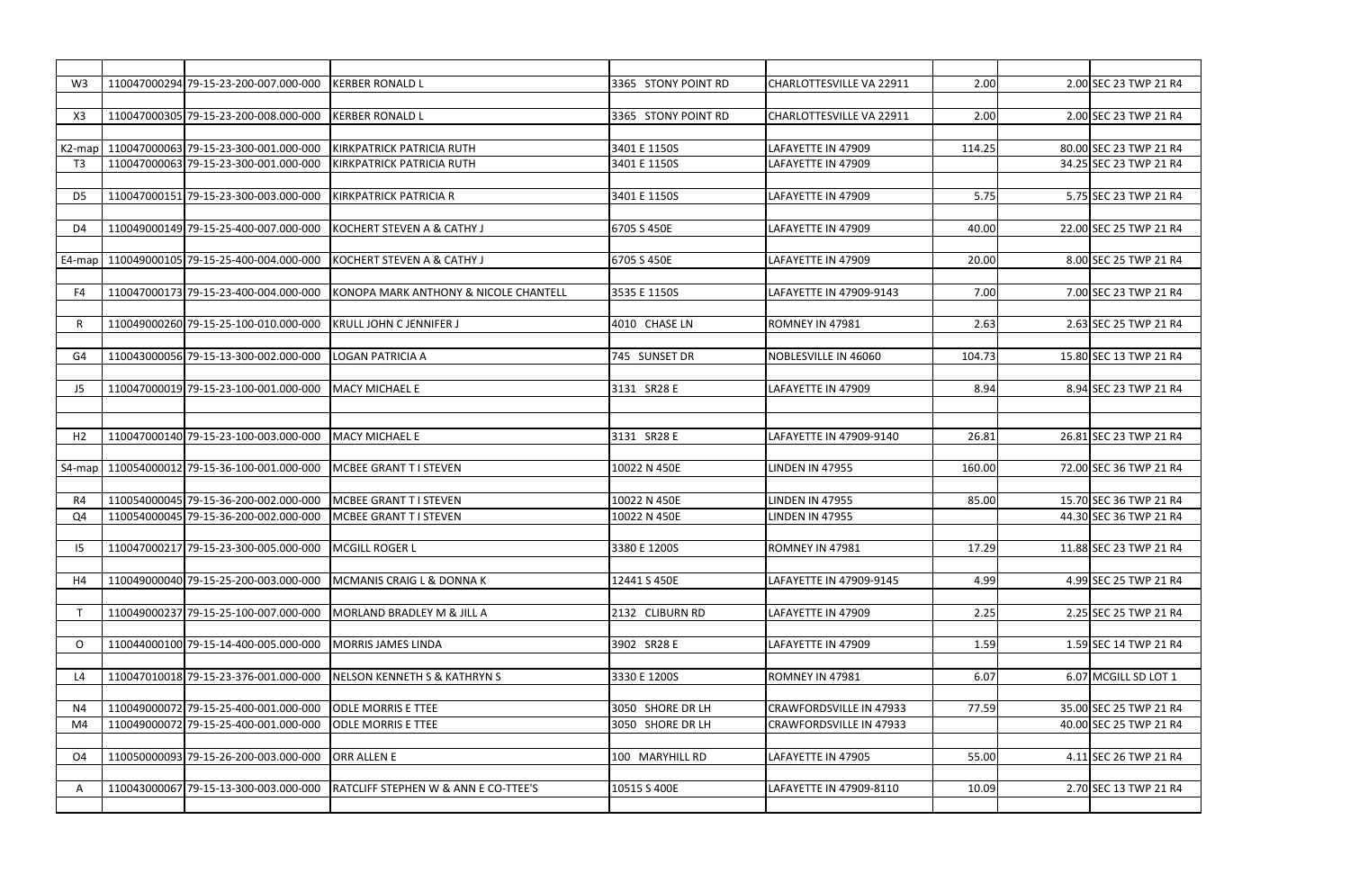| | | | | | | | | |
|---|---|---|---|---|---|---|---|---|
| W3 | 110047000294 | 79-15-23-200-007.000-000 | KERBER RONALD L | 3365 STONY POINT RD | CHARLOTTESVILLE VA 22911 | 2.00 | 2.00 | SEC 23 TWP 21 R4 |
| | | | | | | | | |
| X3 | 110047000305 | 79-15-23-200-008.000-000 | KERBER RONALD L | 3365 STONY POINT RD | CHARLOTTESVILLE VA 22911 | 2.00 | 2.00 | SEC 23 TWP 21 R4 |
| | | | | | | | | |
| K2-map | 110047000063 | 79-15-23-300-001.000-000 | KIRKPATRICK PATRICIA RUTH | 3401 E 1150S | LAFAYETTE IN 47909 | 114.25 | 80.00 | SEC 23 TWP 21 R4 |
| T3 | 110047000063 | 79-15-23-300-001.000-000 | KIRKPATRICK PATRICIA RUTH | 3401 E 1150S | LAFAYETTE IN 47909 | | 34.25 | SEC 23 TWP 21 R4 |
| | | | | | | | | |
| D5 | 110047000151 | 79-15-23-300-003.000-000 | KIRKPATRICK PATRICIA R | 3401 E 1150S | LAFAYETTE IN 47909 | 5.75 | 5.75 | SEC 23 TWP 21 R4 |
| | | | | | | | | |
| D4 | 110049000149 | 79-15-25-400-007.000-000 | KOCHERT STEVEN A & CATHY J | 6705 S 450E | LAFAYETTE IN 47909 | 40.00 | 22.00 | SEC 25 TWP 21 R4 |
| | | | | | | | | |
| E4-map | 110049000105 | 79-15-25-400-004.000-000 | KOCHERT STEVEN A & CATHY J | 6705 S 450E | LAFAYETTE IN 47909 | 20.00 | 8.00 | SEC 25 TWP 21 R4 |
| | | | | | | | | |
| F4 | 110047000173 | 79-15-23-400-004.000-000 | KONOPA MARK ANTHONY & NICOLE CHANTELL | 3535 E 1150S | LAFAYETTE IN 47909-9143 | 7.00 | 7.00 | SEC 23 TWP 21 R4 |
| | | | | | | | | |
| R | 110049000260 | 79-15-25-100-010.000-000 | KRULL JOHN C JENNIFER J | 4010 CHASE LN | ROMNEY IN 47981 | 2.63 | 2.63 | SEC 25 TWP 21 R4 |
| | | | | | | | | |
| G4 | 110043000056 | 79-15-13-300-002.000-000 | LOGAN PATRICIA A | 745 SUNSET DR | NOBLESVILLE IN 46060 | 104.73 | 15.80 | SEC 13 TWP 21 R4 |
| | | | | | | | | |
| J5 | 110047000019 | 79-15-23-100-001.000-000 | MACY MICHAEL E | 3131 SR28 E | LAFAYETTE IN 47909 | 8.94 | 8.94 | SEC 23 TWP 21 R4 |
| | | | | | | | | |
| | | | | | | | | |
| H2 | 110047000140 | 79-15-23-100-003.000-000 | MACY MICHAEL E | 3131 SR28 E | LAFAYETTE IN 47909-9140 | 26.81 | 26.81 | SEC 23 TWP 21 R4 |
| | | | | | | | | |
| S4-map | 110054000012 | 79-15-36-100-001.000-000 | MCBEE GRANT T I STEVEN | 10022 N 450E | LINDEN IN 47955 | 160.00 | 72.00 | SEC 36 TWP 21 R4 |
| | | | | | | | | |
| R4 | 110054000045 | 79-15-36-200-002.000-000 | MCBEE GRANT T I STEVEN | 10022 N 450E | LINDEN IN 47955 | 85.00 | 15.70 | SEC 36 TWP 21 R4 |
| Q4 | 110054000045 | 79-15-36-200-002.000-000 | MCBEE GRANT T I STEVEN | 10022 N 450E | LINDEN IN 47955 | | 44.30 | SEC 36 TWP 21 R4 |
| | | | | | | | | |
| I5 | 110047000217 | 79-15-23-300-005.000-000 | MCGILL ROGER L | 3380 E 1200S | ROMNEY IN 47981 | 17.29 | 11.88 | SEC 23 TWP 21 R4 |
| | | | | | | | | |
| H4 | 110049000040 | 79-15-25-200-003.000-000 | MCMANIS CRAIG L & DONNA K | 12441 S 450E | LAFAYETTE IN 47909-9145 | 4.99 | 4.99 | SEC 25 TWP 21 R4 |
| | | | | | | | | |
| T | 110049000237 | 79-15-25-100-007.000-000 | MORLAND BRADLEY M & JILL A | 2132 CLIBURN RD | LAFAYETTE IN 47909 | 2.25 | 2.25 | SEC 25 TWP 21 R4 |
| | | | | | | | | |
| O | 110044000100 | 79-15-14-400-005.000-000 | MORRIS JAMES LINDA | 3902 SR28 E | LAFAYETTE IN 47909 | 1.59 | 1.59 | SEC 14 TWP 21 R4 |
| | | | | | | | | |
| L4 | 110047010018 | 79-15-23-376-001.000-000 | NELSON KENNETH S & KATHRYN S | 3330 E 1200S | ROMNEY IN 47981 | 6.07 | 6.07 | MCGILL SD LOT 1 |
| | | | | | | | | |
| N4 | 110049000072 | 79-15-25-400-001.000-000 | ODLE MORRIS E TTEE | 3050 SHORE DR LH | CRAWFORDSVILLE IN 47933 | 77.59 | 35.00 | SEC 25 TWP 21 R4 |
| M4 | 110049000072 | 79-15-25-400-001.000-000 | ODLE MORRIS E TTEE | 3050 SHORE DR LH | CRAWFORDSVILLE IN 47933 | | 40.00 | SEC 25 TWP 21 R4 |
| | | | | | | | | |
| O4 | 110050000093 | 79-15-26-200-003.000-000 | ORR ALLEN E | 100 MARYHILL RD | LAFAYETTE IN 47905 | 55.00 | 4.11 | SEC 26 TWP 21 R4 |
| | | | | | | | | |
| A | 110043000067 | 79-15-13-300-003.000-000 | RATCLIFF STEPHEN W & ANN E CO-TTEE'S | 10515 S 400E | LAFAYETTE IN 47909-8110 | 10.09 | 2.70 | SEC 13 TWP 21 R4 |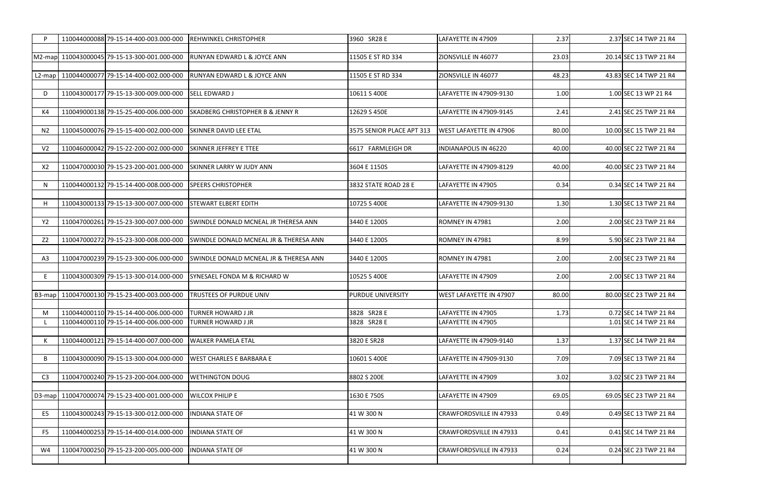| | | | | | | | |
|---|---|---|---|---|---|---|---|
| P | 110044000088 | 79-15-14-400-003.000-000 | REHWINKEL CHRISTOPHER | 3960 SR28 E | LAFAYETTE IN 47909 | 2.37 | 2.37 SEC 14 TWP 21 R4 |
| M2-map | 110043000045 | 79-15-13-300-001.000-000 | RUNYAN EDWARD L & JOYCE ANN | 11505 E ST RD 334 | ZIONSVILLE IN 46077 | 23.03 | 20.14 SEC 13 TWP 21 R4 |
| L2-map | 110044000077 | 79-15-14-400-002.000-000 | RUNYAN EDWARD L & JOYCE ANN | 11505 E ST RD 334 | ZIONSVILLE IN 46077 | 48.23 | 43.83 SEC 14 TWP 21 R4 |
| D | 110043000177 | 79-15-13-300-009.000-000 | SELL EDWARD J | 10611 S 400E | LAFAYETTE IN 47909-9130 | 1.00 | 1.00 SEC 13 WP 21 R4 |
| K4 | 110049000138 | 79-15-25-400-006.000-000 | SKADBERG CHRISTOPHER B & JENNY R | 12629 S 450E | LAFAYETTE IN 47909-9145 | 2.41 | 2.41 SEC 25 TWP 21 R4 |
| N2 | 110045000076 | 79-15-15-400-002.000-000 | SKINNER DAVID LEE ETAL | 3575 SENIOR PLACE APT 313 | WEST LAFAYETTE IN 47906 | 80.00 | 10.00 SEC 15 TWP 21 R4 |
| V2 | 110046000042 | 79-15-22-200-002.000-000 | SKINNER JEFFREY E TTEE | 6617 FARMLEIGH DR | INDIANAPOLIS IN 46220 | 40.00 | 40.00 SEC 22 TWP 21 R4 |
| X2 | 110047000030 | 79-15-23-200-001.000-000 | SKINNER LARRY W JUDY ANN | 3604 E 1150S | LAFAYETTE IN 47909-8129 | 40.00 | 40.00 SEC 23 TWP 21 R4 |
| N | 110044000132 | 79-15-14-400-008.000-000 | SPEERS CHRISTOPHER | 3832 STATE ROAD 28 E | LAFAYETTE IN 47905 | 0.34 | 0.34 SEC 14 TWP 21 R4 |
| H | 110043000133 | 79-15-13-300-007.000-000 | STEWART ELBERT EDITH | 10725 S 400E | LAFAYETTE IN 47909-9130 | 1.30 | 1.30 SEC 13 TWP 21 R4 |
| Y2 | 110047000261 | 79-15-23-300-007.000-000 | SWINDLE DONALD MCNEAL JR THERESA ANN | 3440 E 1200S | ROMNEY IN 47981 | 2.00 | 2.00 SEC 23 TWP 21 R4 |
| Z2 | 110047000272 | 79-15-23-300-008.000-000 | SWINDLE DONALD MCNEAL JR & THERESA ANN | 3440 E 1200S | ROMNEY IN 47981 | 8.99 | 5.90 SEC 23 TWP 21 R4 |
| A3 | 110047000239 | 79-15-23-300-006.000-000 | SWINDLE DONALD MCNEAL JR & THERESA ANN | 3440 E 1200S | ROMNEY IN 47981 | 2.00 | 2.00 SEC 23 TWP 21 R4 |
| E | 110043000309 | 79-15-13-300-014.000-000 | SYNESAEL FONDA M & RICHARD W | 10525 S 400E | LAFAYETTE IN 47909 | 2.00 | 2.00 SEC 13 TWP 21 R4 |
| B3-map | 110047000130 | 79-15-23-400-003.000-000 | TRUSTEES OF PURDUE UNIV | PURDUE UNIVERSITY | WEST LAFAYETTE IN 47907 | 80.00 | 80.00 SEC 23 TWP 21 R4 |
| M | 110044000110 | 79-15-14-400-006.000-000 | TURNER HOWARD J JR | 3828 SR28 E | LAFAYETTE IN 47905 | 1.73 | 0.72 SEC 14 TWP 21 R4 |
| L | 110044000110 | 79-15-14-400-006.000-000 | TURNER HOWARD J JR | 3828 SR28 E | LAFAYETTE IN 47905 | | 1.01 SEC 14 TWP 21 R4 |
| K | 110044000121 | 79-15-14-400-007.000-000 | WALKER PAMELA ETAL | 3820 E SR28 | LAFAYETTE IN 47909-9140 | 1.37 | 1.37 SEC 14 TWP 21 R4 |
| B | 110043000090 | 79-15-13-300-004.000-000 | WEST CHARLES E BARBARA E | 10601 S 400E | LAFAYETTE IN 47909-9130 | 7.09 | 7.09 SEC 13 TWP 21 R4 |
| C3 | 110047000240 | 79-15-23-200-004.000-000 | WETHINGTON DOUG | 8802 S 200E | LAFAYETTE IN 47909 | 3.02 | 3.02 SEC 23 TWP 21 R4 |
| D3-map | 110047000074 | 79-15-23-400-001.000-000 | WILCOX PHILIP E | 1630 E 750S | LAFAYETTE IN 47909 | 69.05 | 69.05 SEC 23 TWP 21 R4 |
| E5 | 110043000243 | 79-15-13-300-012.000-000 | INDIANA STATE OF | 41 W 300 N | CRAWFORDSVILLE IN 47933 | 0.49 | 0.49 SEC 13 TWP 21 R4 |
| F5 | 110044000253 | 79-15-14-400-014.000-000 | INDIANA STATE OF | 41 W 300 N | CRAWFORDSVILLE IN 47933 | 0.41 | 0.41 SEC 14 TWP 21 R4 |
| W4 | 110047000250 | 79-15-23-200-005.000-000 | INDIANA STATE OF | 41 W 300 N | CRAWFORDSVILLE IN 47933 | 0.24 | 0.24 SEC 23 TWP 21 R4 |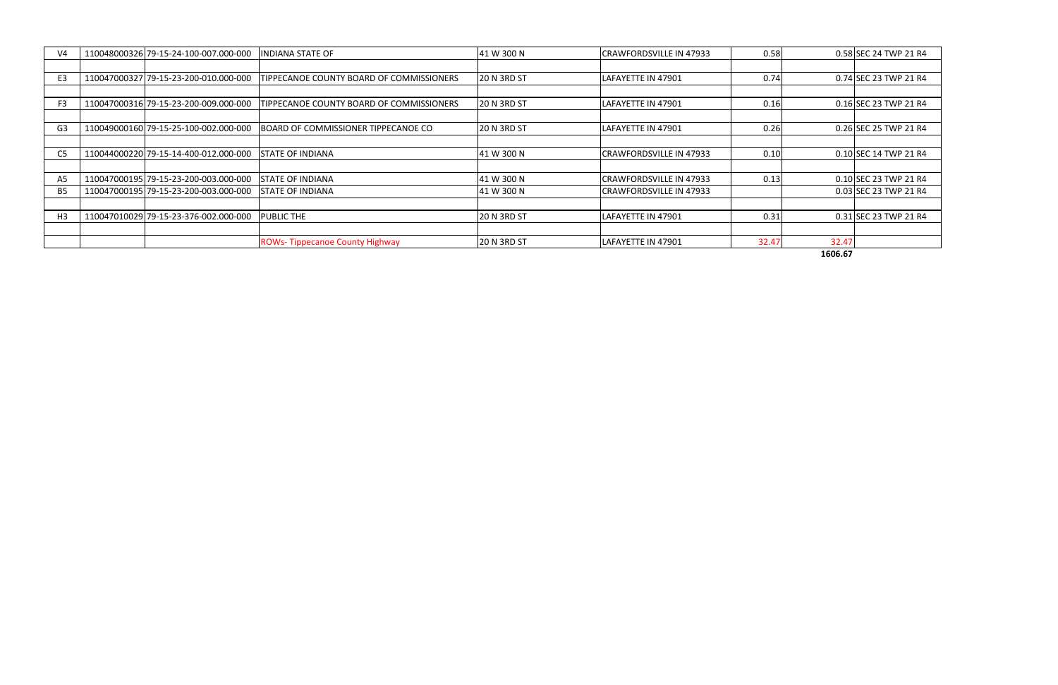| | | | | | | | | |
|---|---|---|---|---|---|---|---|---|
| V4 | 110048000326 | 79-15-24-100-007.000-000 | INDIANA STATE OF | 41 W 300 N | CRAWFORDSVILLE IN 47933 | 0.58 | 0.58 | SEC 24 TWP 21 R4 |
| | | | | | | | | |
| E3 | 110047000327 | 79-15-23-200-010.000-000 | TIPPECANOE COUNTY BOARD OF COMMISSIONERS | 20 N 3RD ST | LAFAYETTE IN 47901 | 0.74 | 0.74 | SEC 23 TWP 21 R4 |
| | | | | | | | | |
| F3 | 110047000316 | 79-15-23-200-009.000-000 | TIPPECANOE COUNTY BOARD OF COMMISSIONERS | 20 N 3RD ST | LAFAYETTE IN 47901 | 0.16 | 0.16 | SEC 23 TWP 21 R4 |
| | | | | | | | | |
| G3 | 110049000160 | 79-15-25-100-002.000-000 | BOARD OF COMMISSIONER TIPPECANOE CO | 20 N 3RD ST | LAFAYETTE IN 47901 | 0.26 | 0.26 | SEC 25 TWP 21 R4 |
| | | | | | | | | |
| C5 | 110044000220 | 79-15-14-400-012.000-000 | STATE OF INDIANA | 41 W 300 N | CRAWFORDSVILLE IN 47933 | 0.10 | 0.10 | SEC 14 TWP 21 R4 |
| | | | | | | | | |
| A5 | 110047000195 | 79-15-23-200-003.000-000 | STATE OF INDIANA | 41 W 300 N | CRAWFORDSVILLE IN 47933 | 0.13 | 0.10 | SEC 23 TWP 21 R4 |
| B5 | 110047000195 | 79-15-23-200-003.000-000 | STATE OF INDIANA | 41 W 300 N | CRAWFORDSVILLE IN 47933 | | 0.03 | SEC 23 TWP 21 R4 |
| | | | | | | | | |
| H3 | 110047010029 | 79-15-23-376-002.000-000 | PUBLIC THE | 20 N 3RD ST | LAFAYETTE IN 47901 | 0.31 | 0.31 | SEC 23 TWP 21 R4 |
| | | | | | | | | |
| | | | ROWs- Tippecanoe County Highway | 20 N 3RD ST | LAFAYETTE IN 47901 | 32.47 | 32.47 | |
| | | | | | | | **1606.67** | |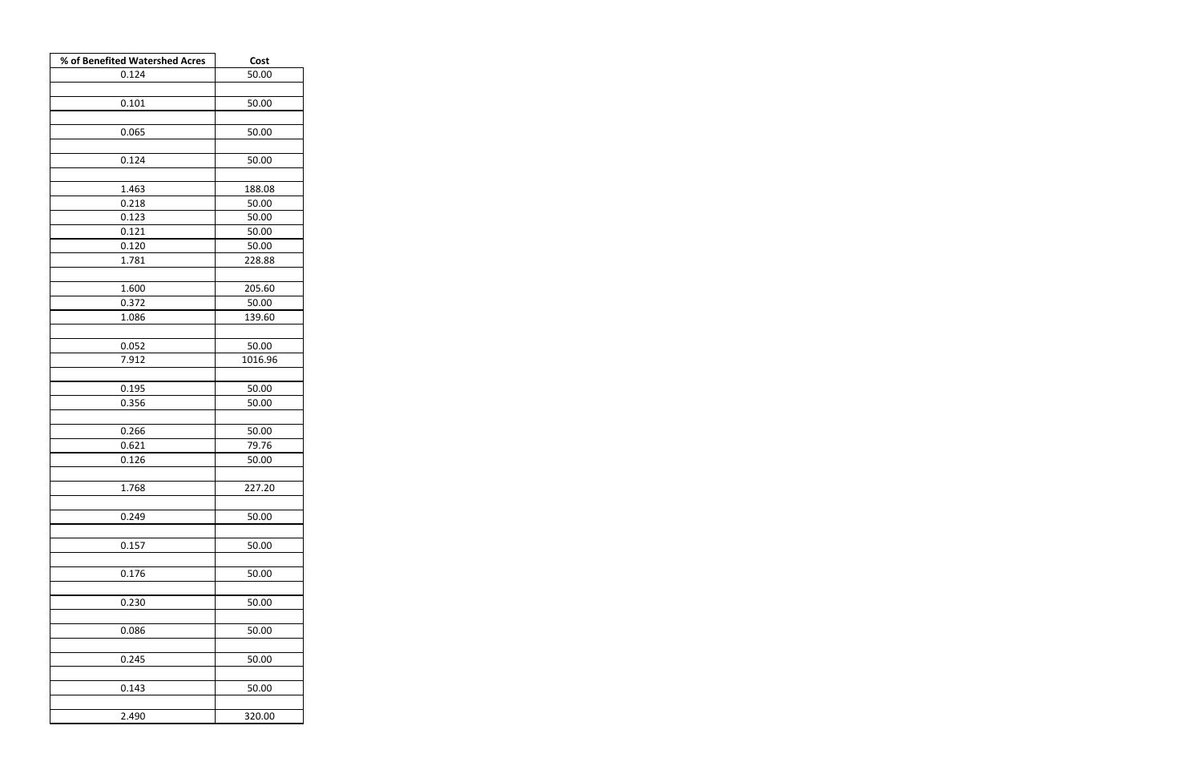| % of Benefited Watershed Acres | Cost |
|---|---|
| 0.124 | 50.00 |
| | |
| 0.101 | 50.00 |
| | |
| 0.065 | 50.00 |
| | |
| 0.124 | 50.00 |
| | |
| 1.463 | 188.08 |
| 0.218 | 50.00 |
| 0.123 | 50.00 |
| 0.121 | 50.00 |
| 0.120 | 50.00 |
| 1.781 | 228.88 |
| | |
| 1.600 | 205.60 |
| 0.372 | 50.00 |
| 1.086 | 139.60 |
| | |
| 0.052 | 50.00 |
| 7.912 | 1016.96 |
| | |
| 0.195 | 50.00 |
| 0.356 | 50.00 |
| | |
| 0.266 | 50.00 |
| 0.621 | 79.76 |
| 0.126 | 50.00 |
| | |
| 1.768 | 227.20 |
| | |
| 0.249 | 50.00 |
| | |
| 0.157 | 50.00 |
| | |
| 0.176 | 50.00 |
| | |
| 0.230 | 50.00 |
| | |
| 0.086 | 50.00 |
| | |
| 0.245 | 50.00 |
| | |
| 0.143 | 50.00 |
| | |
| 2.490 | 320.00 |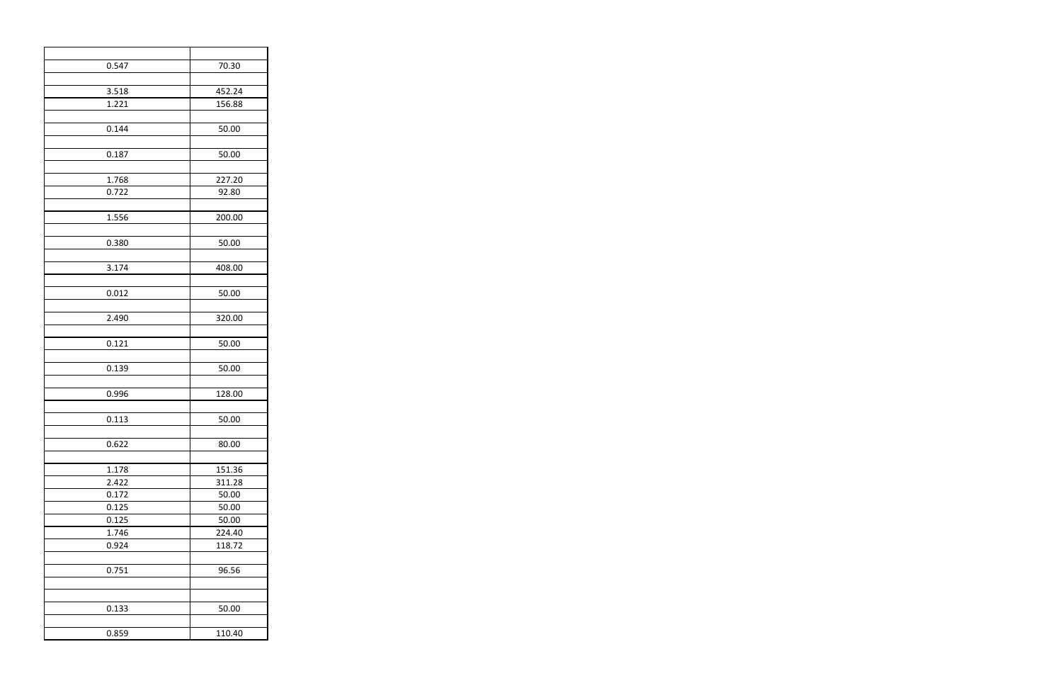| | |
|---|---|
| 0.547 | 70.30 |
| | |
| 3.518 | 452.24 |
| 1.221 | 156.88 |
| | |
| 0.144 | 50.00 |
| | |
| 0.187 | 50.00 |
| | |
| 1.768 | 227.20 |
| 0.722 | 92.80 |
| | |
| 1.556 | 200.00 |
| | |
| 0.380 | 50.00 |
| | |
| 3.174 | 408.00 |
| | |
| 0.012 | 50.00 |
| | |
| 2.490 | 320.00 |
| | |
| 0.121 | 50.00 |
| | |
| 0.139 | 50.00 |
| | |
| 0.996 | 128.00 |
| | |
| 0.113 | 50.00 |
| | |
| 0.622 | 80.00 |
| | |
| 1.178 | 151.36 |
| 2.422 | 311.28 |
| 0.172 | 50.00 |
| 0.125 | 50.00 |
| 0.125 | 50.00 |
| 1.746 | 224.40 |
| 0.924 | 118.72 |
| | |
| 0.751 | 96.56 |
| | |
| | |
| 0.133 | 50.00 |
| | |
| 0.859 | 110.40 |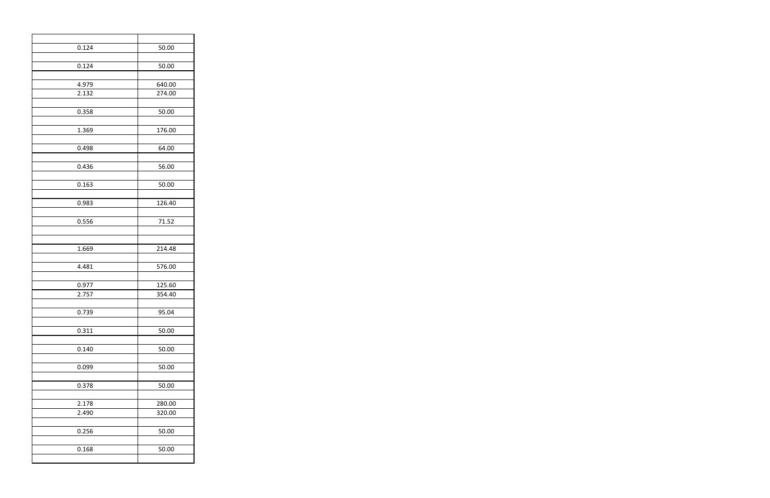| | |
|---|---|
| 0.124 | 50.00 |
| | |
| 0.124 | 50.00 |
| | |
| 4.979 | 640.00 |
| 2.132 | 274.00 |
| | |
| 0.358 | 50.00 |
| | |
| 1.369 | 176.00 |
| | |
| 0.498 | 64.00 |
| | |
| 0.436 | 56.00 |
| | |
| 0.163 | 50.00 |
| | |
| 0.983 | 126.40 |
| | |
| 0.556 | 71.52 |
| | |
| | |
| 1.669 | 214.48 |
| | |
| 4.481 | 576.00 |
| | |
| 0.977 | 125.60 |
| 2.757 | 354.40 |
| | |
| 0.739 | 95.04 |
| | |
| 0.311 | 50.00 |
| | |
| 0.140 | 50.00 |
| | |
| 0.099 | 50.00 |
| | |
| 0.378 | 50.00 |
| | |
| 2.178 | 280.00 |
| 2.490 | 320.00 |
| | |
| 0.256 | 50.00 |
| | |
| 0.168 | 50.00 |
| | |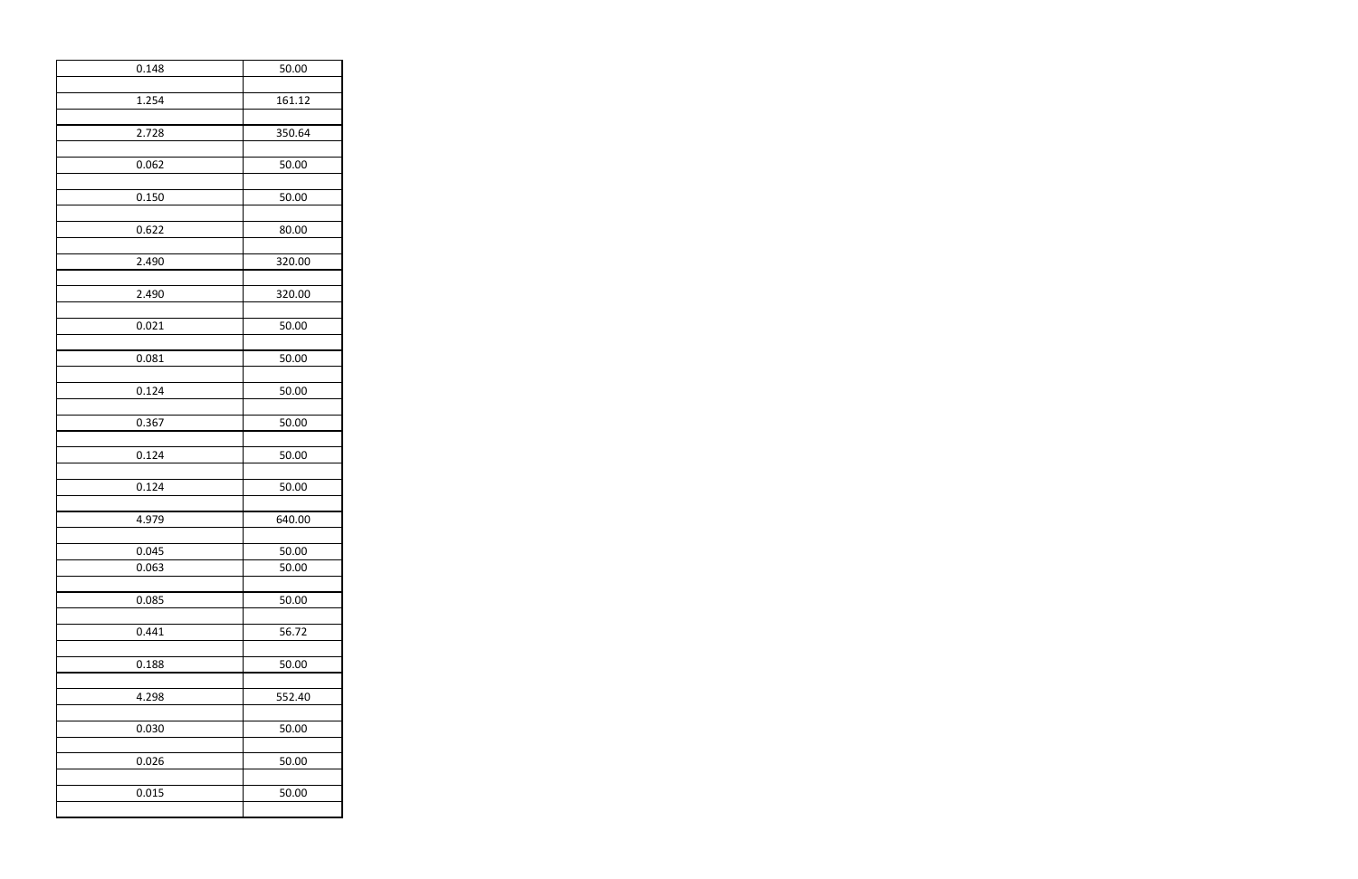| | |
|---|---|
| 0.148 | 50.00 |
| | |
| 1.254 | 161.12 |
| | |
| 2.728 | 350.64 |
| | |
| 0.062 | 50.00 |
| | |
| 0.150 | 50.00 |
| | |
| 0.622 | 80.00 |
| | |
| 2.490 | 320.00 |
| | |
| 2.490 | 320.00 |
| | |
| 0.021 | 50.00 |
| | |
| 0.081 | 50.00 |
| | |
| 0.124 | 50.00 |
| | |
| 0.367 | 50.00 |
| | |
| 0.124 | 50.00 |
| | |
| 0.124 | 50.00 |
| | |
| 4.979 | 640.00 |
| | |
| 0.045 | 50.00 |
| 0.063 | 50.00 |
| | |
| 0.085 | 50.00 |
| | |
| 0.441 | 56.72 |
| | |
| 0.188 | 50.00 |
| | |
| 4.298 | 552.40 |
| | |
| 0.030 | 50.00 |
| | |
| 0.026 | 50.00 |
| | |
| 0.015 | 50.00 |
| | |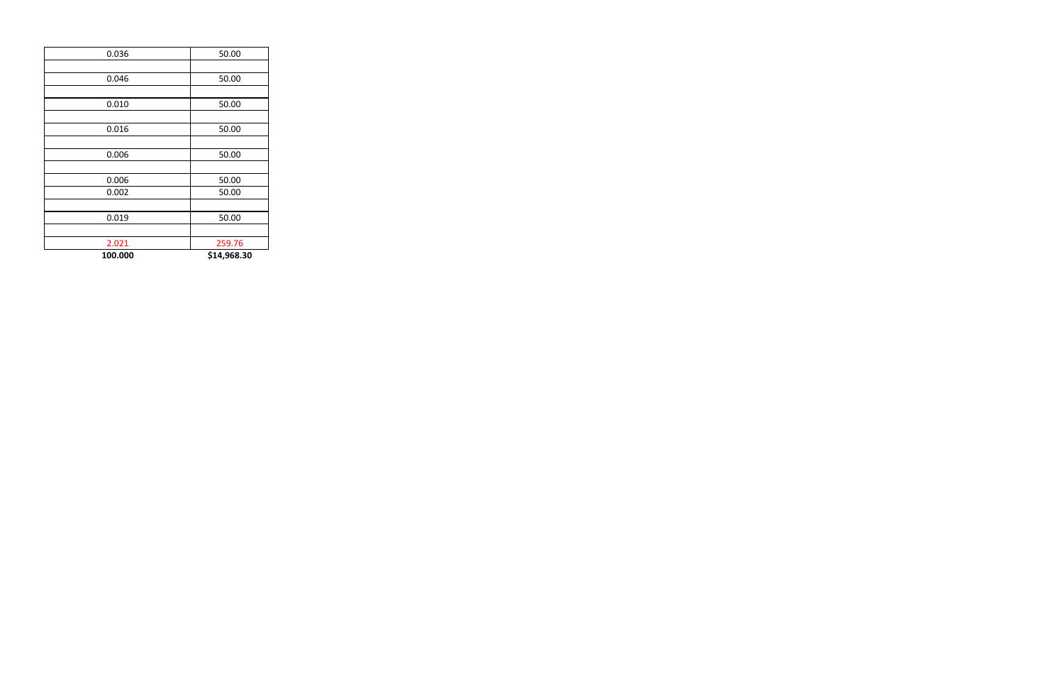| | |
|---|---|
| 0.036 | 50.00 |
| | |
| 0.046 | 50.00 |
| | |
| 0.010 | 50.00 |
| | |
| 0.016 | 50.00 |
| | |
| 0.006 | 50.00 |
| | |
| 0.006 | 50.00 |
| 0.002 | 50.00 |
| | |
| 0.019 | 50.00 |
| | |
| 2.021 | 259.76 |
| **100.000** | **$14,968.30** |